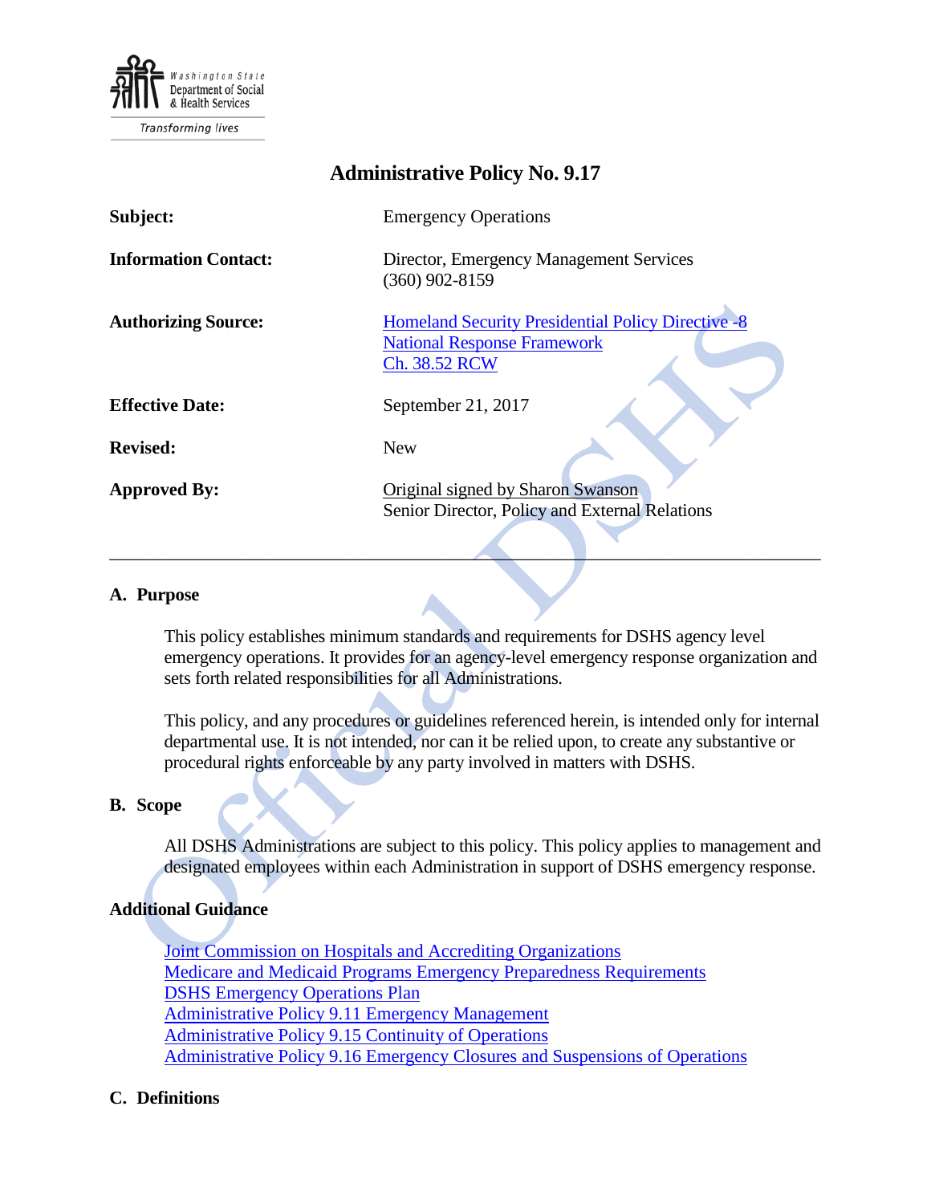Washington State Department of Social & Health Services

Transforming lives

# Administrative Policy No. 9.17

| | |
|---|---|
| **Subject:** | Emergency Operations |
| **Information Contact:** | Director, Emergency Management Services (360) 902-8159 |
| **Authorizing Source:** | Homeland Security Presidential Policy Directive -8<br>National Response Framework<br>Ch. 38.52 RCW |
| **Effective Date:** | September 21, 2017 |
| **Revised:** | New |
| **Approved By:** | Original signed by Sharon Swanson<br>Senior Director, Policy and External Relations |

---

## A. Purpose

This policy establishes minimum standards and requirements for DSHS agency level emergency operations. It provides for an agency-level emergency response organization and sets forth related responsibilities for all Administrations.

This policy, and any procedures or guidelines referenced herein, is intended only for internal departmental use. It is not intended, nor can it be relied upon, to create any substantive or procedural rights enforceable by any party involved in matters with DSHS.

## B. Scope

All DSHS Administrations are subject to this policy. This policy applies to management and designated employees within each Administration in support of DSHS emergency response.

## Additional Guidance

Joint Commission on Hospitals and Accrediting Organizations
Medicare and Medicaid Programs Emergency Preparedness Requirements
DSHS Emergency Operations Plan
Administrative Policy 9.11 Emergency Management
Administrative Policy 9.15 Continuity of Operations
Administrative Policy 9.16 Emergency Closures and Suspensions of Operations

## C. Definitions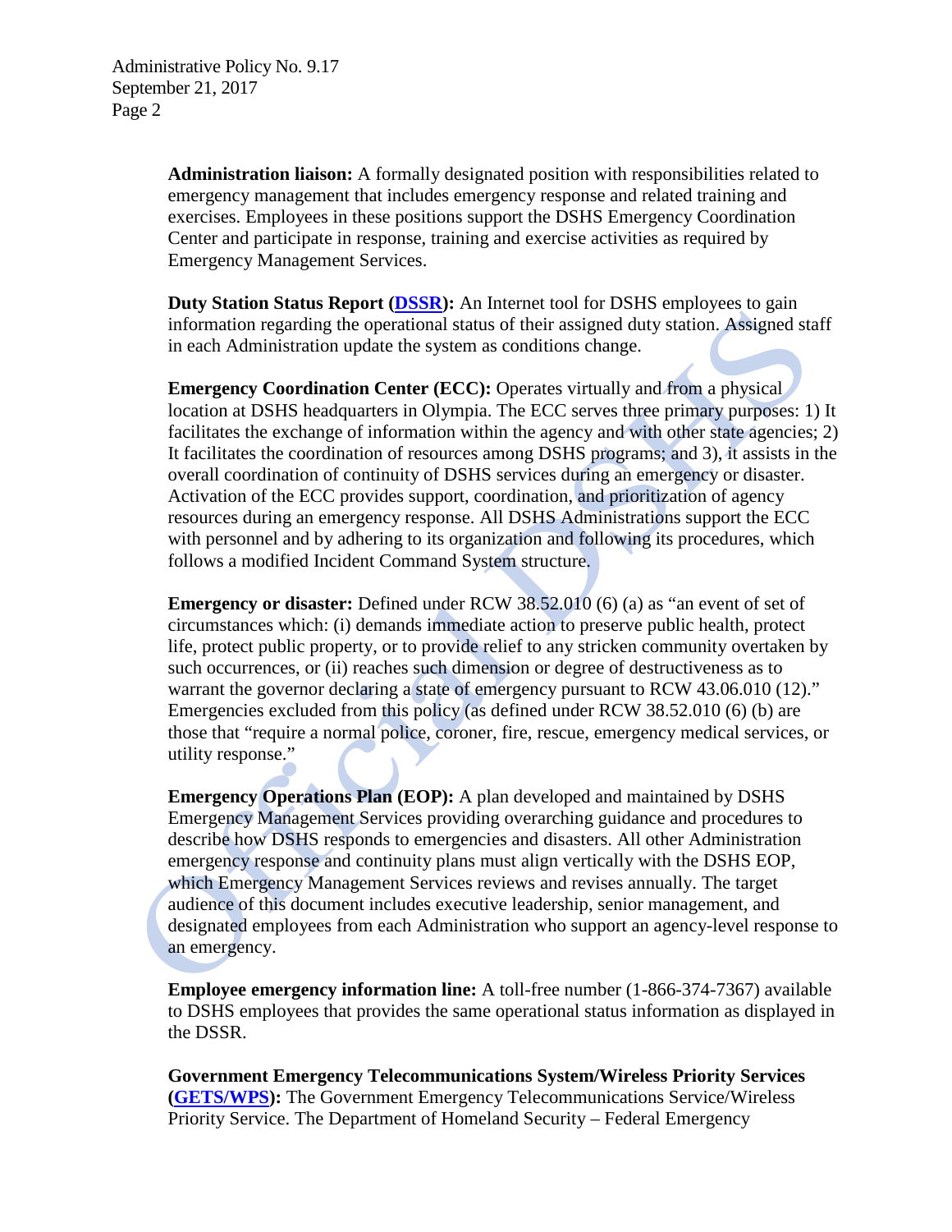**Administration liaison:** A formally designated position with responsibilities related to emergency management that includes emergency response and related training and exercises. Employees in these positions support the DSHS Emergency Coordination Center and participate in response, training and exercise activities as required by Emergency Management Services.

**Duty Station Status Report (DSSR):** An Internet tool for DSHS employees to gain information regarding the operational status of their assigned duty station. Assigned staff in each Administration update the system as conditions change.

**Emergency Coordination Center (ECC):** Operates virtually and from a physical location at DSHS headquarters in Olympia. The ECC serves three primary purposes: 1) It facilitates the exchange of information within the agency and with other state agencies; 2) It facilitates the coordination of resources among DSHS programs; and 3), it assists in the overall coordination of continuity of DSHS services during an emergency or disaster. Activation of the ECC provides support, coordination, and prioritization of agency resources during an emergency response. All DSHS Administrations support the ECC with personnel and by adhering to its organization and following its procedures, which follows a modified Incident Command System structure.

**Emergency or disaster:** Defined under RCW 38.52.010 (6) (a) as "an event of set of circumstances which: (i) demands immediate action to preserve public health, protect life, protect public property, or to provide relief to any stricken community overtaken by such occurrences, or (ii) reaches such dimension or degree of destructiveness as to warrant the governor declaring a state of emergency pursuant to RCW 43.06.010 (12)." Emergencies excluded from this policy (as defined under RCW 38.52.010 (6) (b) are those that "require a normal police, coroner, fire, rescue, emergency medical services, or utility response."

**Emergency Operations Plan (EOP):** A plan developed and maintained by DSHS Emergency Management Services providing overarching guidance and procedures to describe how DSHS responds to emergencies and disasters. All other Administration emergency response and continuity plans must align vertically with the DSHS EOP, which Emergency Management Services reviews and revises annually. The target audience of this document includes executive leadership, senior management, and designated employees from each Administration who support an agency-level response to an emergency.

**Employee emergency information line:** A toll-free number (1-866-374-7367) available to DSHS employees that provides the same operational status information as displayed in the DSSR.

**Government Emergency Telecommunications System/Wireless Priority Services (GETS/WPS):** The Government Emergency Telecommunications Service/Wireless Priority Service. The Department of Homeland Security – Federal Emergency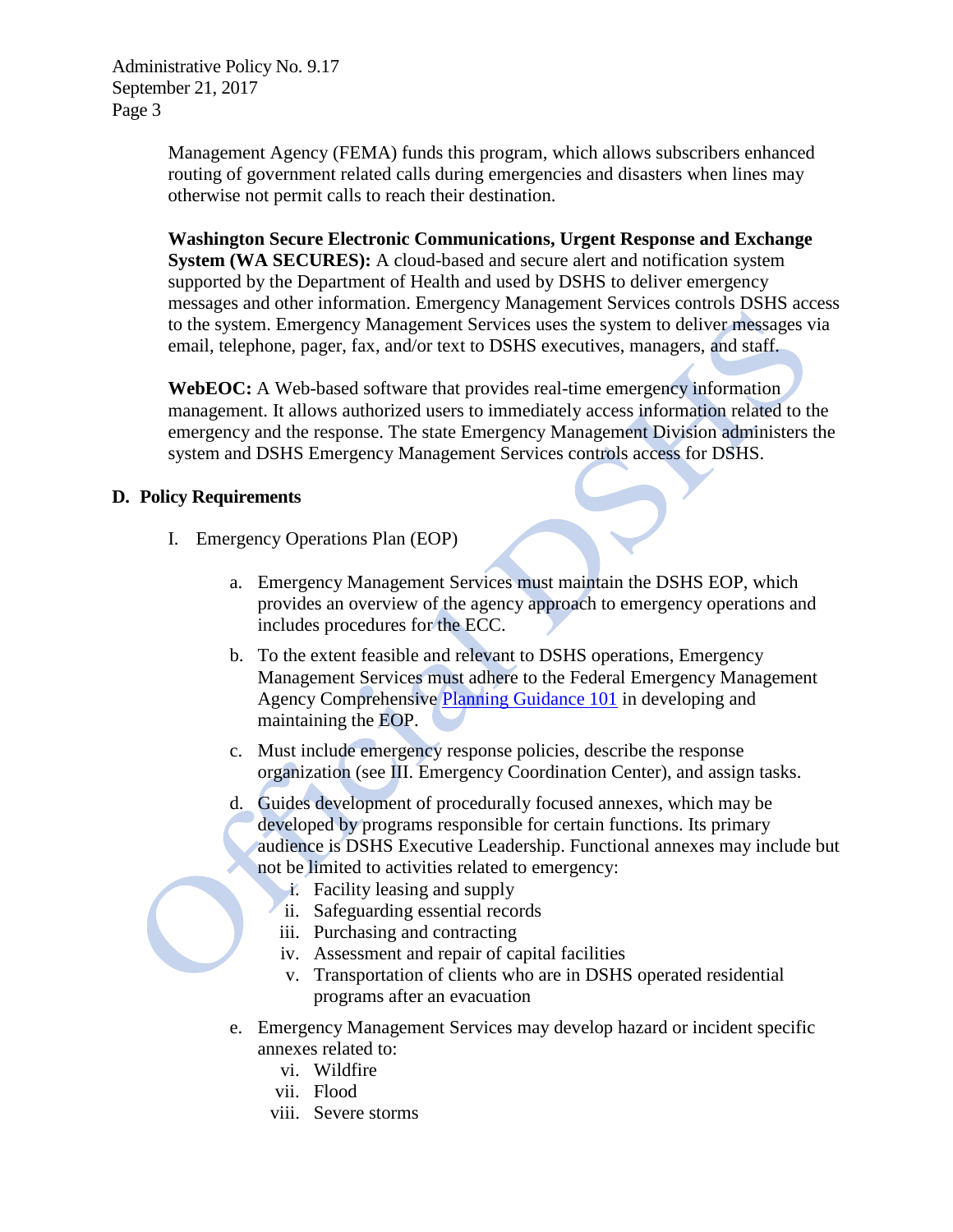Management Agency (FEMA) funds this program, which allows subscribers enhanced routing of government related calls during emergencies and disasters when lines may otherwise not permit calls to reach their destination.

**Washington Secure Electronic Communications, Urgent Response and Exchange System (WA SECURES):** A cloud-based and secure alert and notification system supported by the Department of Health and used by DSHS to deliver emergency messages and other information. Emergency Management Services controls DSHS access to the system. Emergency Management Services uses the system to deliver messages via email, telephone, pager, fax, and/or text to DSHS executives, managers, and staff.

**WebEOC:** A Web-based software that provides real-time emergency information management. It allows authorized users to immediately access information related to the emergency and the response. The state Emergency Management Division administers the system and DSHS Emergency Management Services controls access for DSHS.

## D. Policy Requirements

I. Emergency Operations Plan (EOP)

a. Emergency Management Services must maintain the DSHS EOP, which provides an overview of the agency approach to emergency operations and includes procedures for the ECC.

b. To the extent feasible and relevant to DSHS operations, Emergency Management Services must adhere to the Federal Emergency Management Agency Comprehensive Planning Guidance 101 in developing and maintaining the EOP.

c. Must include emergency response policies, describe the response organization (see III. Emergency Coordination Center), and assign tasks.

d. Guides development of procedurally focused annexes, which may be developed by programs responsible for certain functions. Its primary audience is DSHS Executive Leadership. Functional annexes may include but not be limited to activities related to emergency:

   i. Facility leasing and supply
   ii. Safeguarding essential records
   iii. Purchasing and contracting
   iv. Assessment and repair of capital facilities
   v. Transportation of clients who are in DSHS operated residential programs after an evacuation

e. Emergency Management Services may develop hazard or incident specific annexes related to:

   vi. Wildfire
   vii. Flood
   viii. Severe storms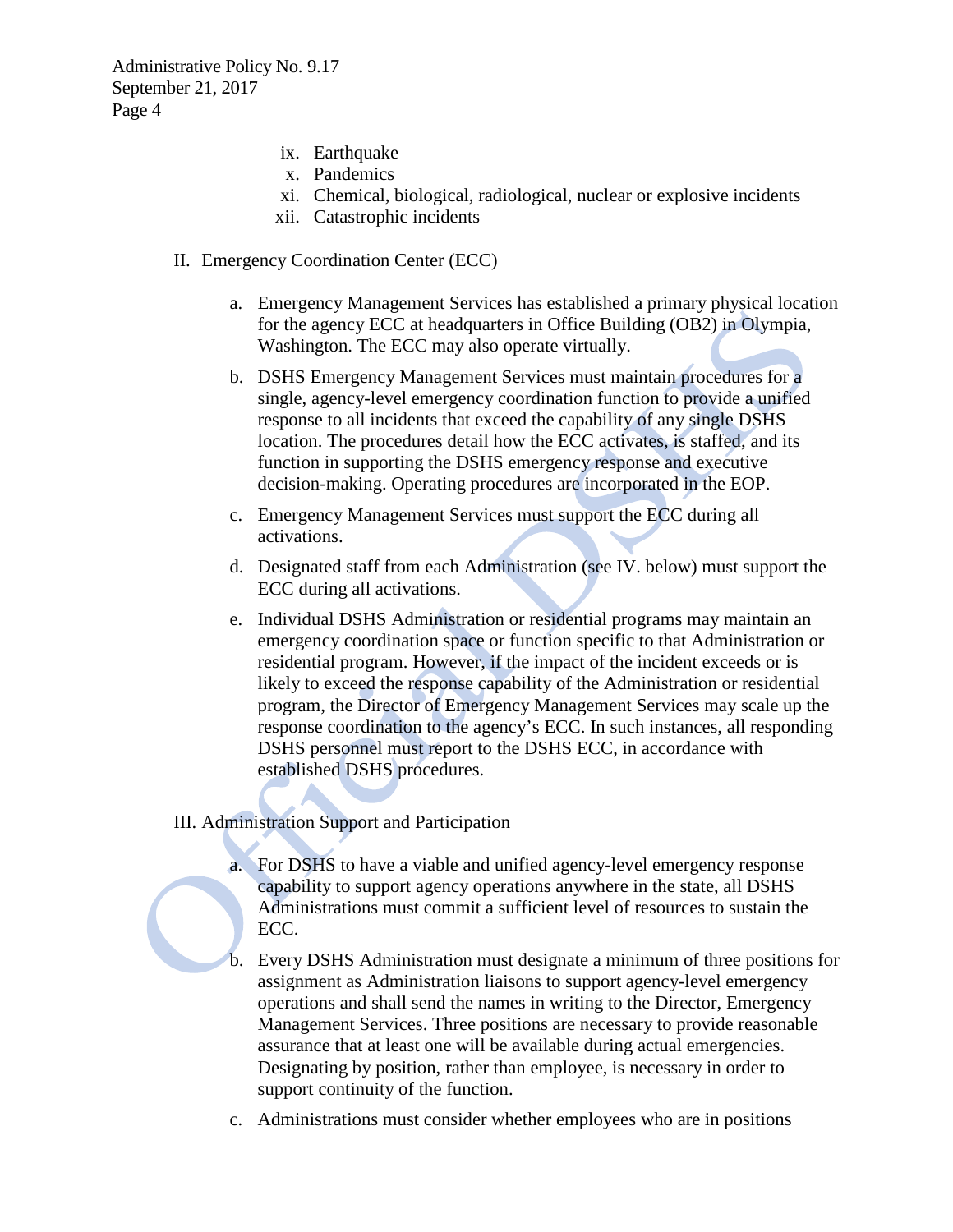ix. Earthquake
x. Pandemics
xi. Chemical, biological, radiological, nuclear or explosive incidents
xii. Catastrophic incidents

II. Emergency Coordination Center (ECC)

a. Emergency Management Services has established a primary physical location for the agency ECC at headquarters in Office Building (OB2) in Olympia, Washington. The ECC may also operate virtually.

b. DSHS Emergency Management Services must maintain procedures for a single, agency-level emergency coordination function to provide a unified response to all incidents that exceed the capability of any single DSHS location. The procedures detail how the ECC activates, is staffed, and its function in supporting the DSHS emergency response and executive decision-making. Operating procedures are incorporated in the EOP.

c. Emergency Management Services must support the ECC during all activations.

d. Designated staff from each Administration (see IV. below) must support the ECC during all activations.

e. Individual DSHS Administration or residential programs may maintain an emergency coordination space or function specific to that Administration or residential program. However, if the impact of the incident exceeds or is likely to exceed the response capability of the Administration or residential program, the Director of Emergency Management Services may scale up the response coordination to the agency's ECC. In such instances, all responding DSHS personnel must report to the DSHS ECC, in accordance with established DSHS procedures.

III. Administration Support and Participation

a. For DSHS to have a viable and unified agency-level emergency response capability to support agency operations anywhere in the state, all DSHS Administrations must commit a sufficient level of resources to sustain the ECC.

b. Every DSHS Administration must designate a minimum of three positions for assignment as Administration liaisons to support agency-level emergency operations and shall send the names in writing to the Director, Emergency Management Services. Three positions are necessary to provide reasonable assurance that at least one will be available during actual emergencies. Designating by position, rather than employee, is necessary in order to support continuity of the function.

c. Administrations must consider whether employees who are in positions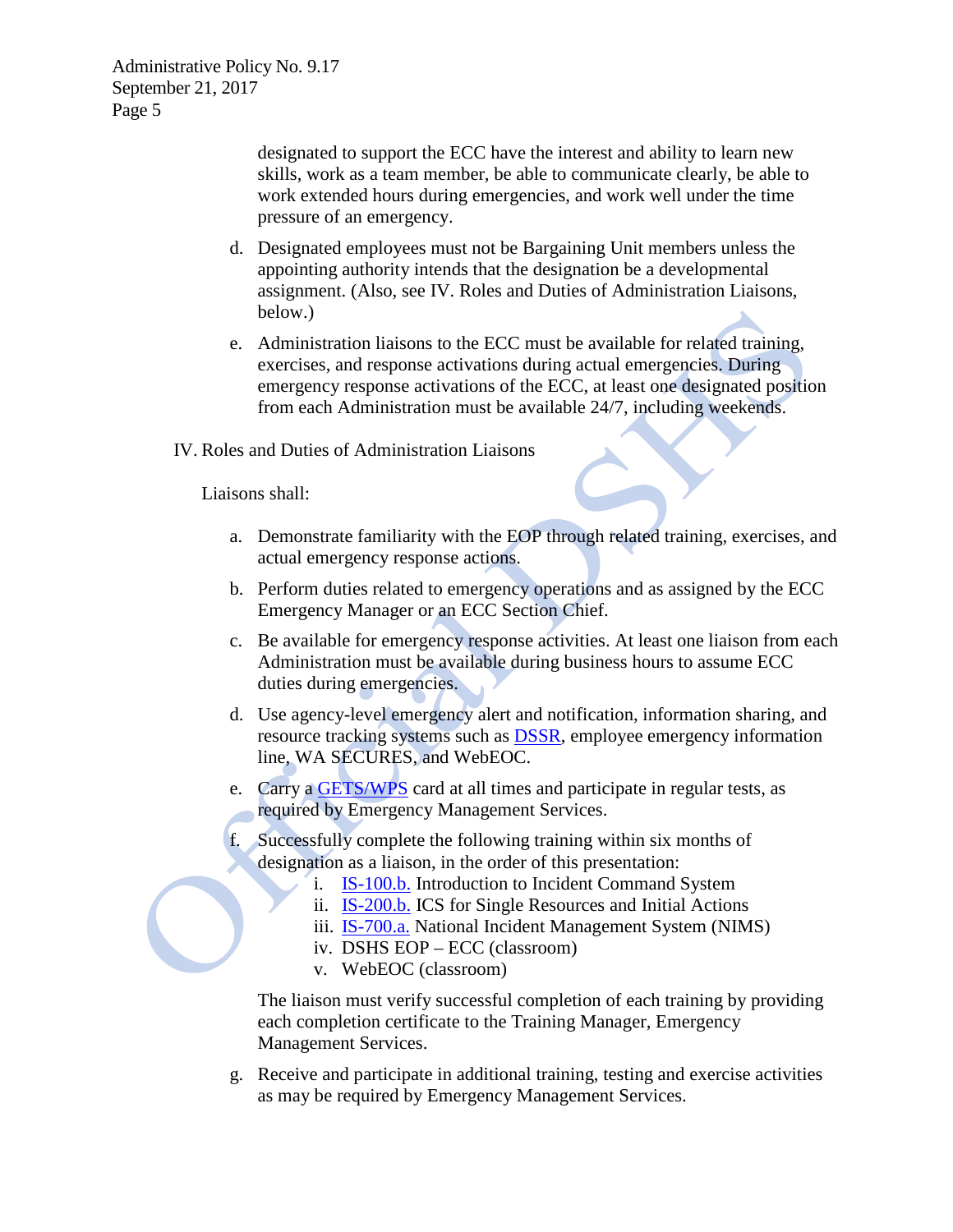designated to support the ECC have the interest and ability to learn new skills, work as a team member, be able to communicate clearly, be able to work extended hours during emergencies, and work well under the time pressure of an emergency.

d. Designated employees must not be Bargaining Unit members unless the appointing authority intends that the designation be a developmental assignment. (Also, see IV. Roles and Duties of Administration Liaisons, below.)

e. Administration liaisons to the ECC must be available for related training, exercises, and response activations during actual emergencies. During emergency response activations of the ECC, at least one designated position from each Administration must be available 24/7, including weekends.

## IV. Roles and Duties of Administration Liaisons

Liaisons shall:

a. Demonstrate familiarity with the EOP through related training, exercises, and actual emergency response actions.

b. Perform duties related to emergency operations and as assigned by the ECC Emergency Manager or an ECC Section Chief.

c. Be available for emergency response activities. At least one liaison from each Administration must be available during business hours to assume ECC duties during emergencies.

d. Use agency-level emergency alert and notification, information sharing, and resource tracking systems such as DSSR, employee emergency information line, WA SECURES, and WebEOC.

e. Carry a GETS/WPS card at all times and participate in regular tests, as required by Emergency Management Services.

f. Successfully complete the following training within six months of designation as a liaison, in the order of this presentation:
   i. IS-100.b. Introduction to Incident Command System
   ii. IS-200.b. ICS for Single Resources and Initial Actions
   iii. IS-700.a. National Incident Management System (NIMS)
   iv. DSHS EOP – ECC (classroom)
   v. WebEOC (classroom)

   The liaison must verify successful completion of each training by providing each completion certificate to the Training Manager, Emergency Management Services.

g. Receive and participate in additional training, testing and exercise activities as may be required by Emergency Management Services.